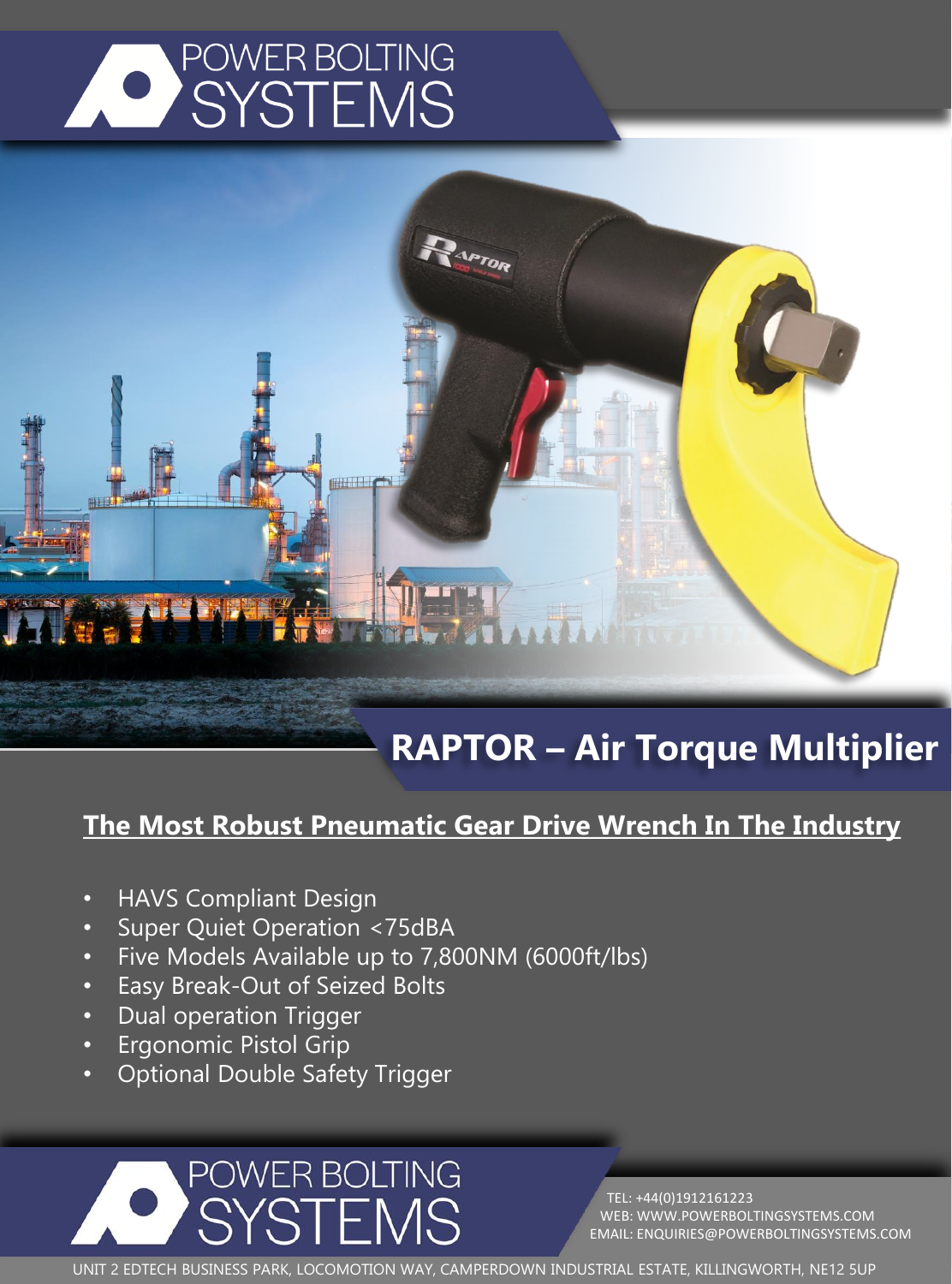# POWER BOLTING SYSTEMS

## RAPTOR – Air Torque Multiplier

**The Most Robust Pneumatic Gear Drive Wrench In The Industry**

- HAVS Compliant Design
- Super Quiet Operation <75dBA
- Five Models Available up to 7,800NM (6000ft/lbs)
- Easy Break-Out of Seized Bolts
- Dual operation Trigger
- Ergonomic Pistol Grip
- Optional Double Safety Trigger

POWER BOLTING SYSTEMS

TEL: +44(0)1912161223
WEB: WWW.POWERBOLTINGSYSTEMS.COM
EMAIL: ENQUIRIES@POWERBOLTINGSYSTEMS.COM

UNIT 2 EDTECH BUSINESS PARK, LOCOMOTION WAY, CAMPERDOWN INDUSTRIAL ESTATE, KILLINGWORTH, NE12 5UP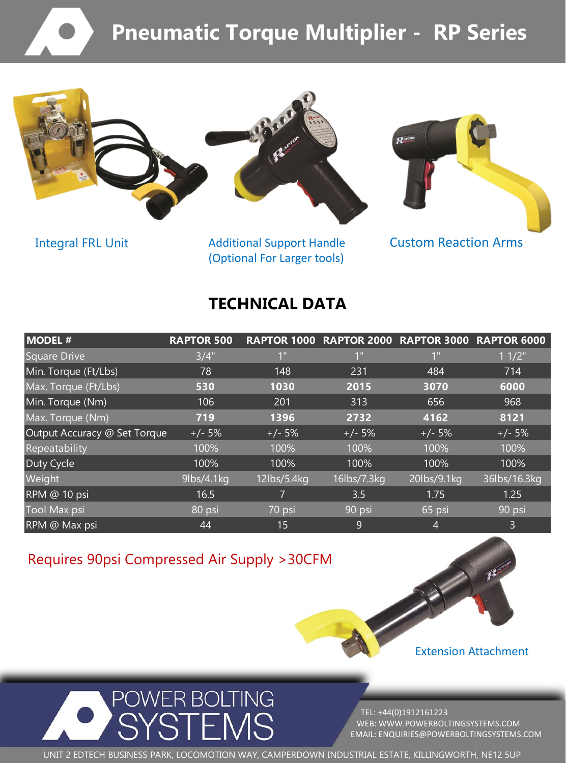# Pneumatic Torque Multiplier - RP Series

Integral FRL Unit

Additional Support Handle
(Optional For Larger tools)

Custom Reaction Arms

## TECHNICAL DATA

| MODEL # | RAPTOR 500 | RAPTOR 1000 | RAPTOR 2000 | RAPTOR 3000 | RAPTOR 6000 |
|---|---|---|---|---|---|
| Square Drive | 3/4" | 1" | 1" | 1" | 1 1/2" |
| Min. Torque (Ft/Lbs) | 78 | 148 | 231 | 484 | 714 |
| Max. Torque (Ft/Lbs) | **530** | **1030** | **2015** | **3070** | **6000** |
| Min. Torque (Nm) | 106 | 201 | 313 | 656 | 968 |
| Max. Torque (Nm) | **719** | **1396** | **2732** | **4162** | **8121** |
| Output Accuracy @ Set Torque | +/- 5% | +/- 5% | +/- 5% | +/- 5% | +/- 5% |
| Repeatability | 100% | 100% | 100% | 100% | 100% |
| Duty Cycle | 100% | 100% | 100% | 100% | 100% |
| Weight | 9lbs/4.1kg | 12lbs/5.4kg | 16lbs/7.3kg | 20lbs/9.1kg | 36lbs/16.3kg |
| RPM @ 10 psi | 16.5 | 7 | 3.5 | 1.75 | 1.25 |
| Tool Max psi | 80 psi | 70 psi | 90 psi | 65 psi | 90 psi |
| RPM @ Max psi | 44 | 15 | 9 | 4 | 3 |

Requires 90psi Compressed Air Supply >30CFM

Extension Attachment

POWER BOLTING SYSTEMS

TEL: +44(0)1912161223
WEB: WWW.POWERBOLTINGSYSTEMS.COM
EMAIL: ENQUIRIES@POWERBOLTINGSYSTEMS.COM

UNIT 2 EDTECH BUSINESS PARK, LOCOMOTION WAY, CAMPERDOWN INDUSTRIAL ESTATE, KILLINGWORTH, NE12 5UP